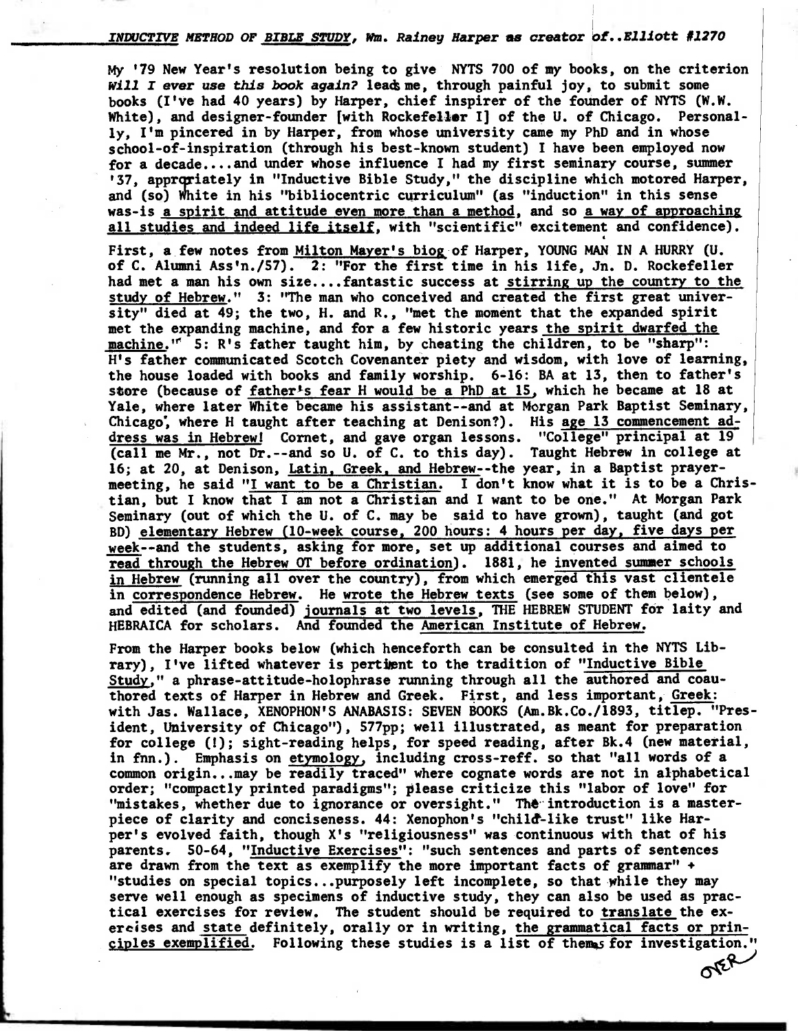*INDUCTIVE METHOD OF BIBLE STUDY, Wm. Rainey Harper as creator of..Elliott #1270*

My '79 New Year's resolution being to give NYTS 700 of my books, on the criterion *Will I ever use this book again?* leads me, through painful joy, to submit some books (I've had 40 years) by Harper, chief inspirer of the founder of NYTS (W.W. White), and designer-founder [with Rockefeller I] of the U. of Chicago. Personally, I'm pincered in by Harper, from whose university came my PhD and in whose school-of-inspiration (through his best-known student) I have been employed now for a decade....and under whose influence I had my first seminary course, summer '37, appropriately in "Inductive Bible Study," the discipline which motored Harper, and (so) White in his "bibliocentric curriculum" (as "induction" in this sense was-is a spirit and attitude even more than a method, and so a way of approaching all studies and indeed life itself, with "scientific" excitement and confidence).

First, a few notes from Milton Mayer's biog of Harper, YOUNG MAN IN A HURRY (U. of C. Alumni Ass'n./57). 2: "For the first time in his life, Jn. D. Rockefeller had met a man his own size....fantastic success at stirring up the country to the study of Hebrew." 3: "The man who conceived and created the first great university" died at 49; the two, H. and R., "met the moment that the expanded spirit met the expanding machine, and for a few historic years the spirit dwarfed the machine." 5: R's father taught him, by cheating the children, to be "sharp": H's father communicated Scotch Covenanter piety and wisdom, with love of learning, the house loaded with books and family worship. 6-16: BA at 13, then to father's store (because of father's fear H would be a PhD at 15, which he became at 18 at Yale, where later White became his assistant--and at Morgan Park Baptist Seminary, Chicago, where H taught after teaching at Denison?). His age 13 commencement address was in Hebrew! Cornet, and gave organ lessons. "College" principal at 19 (call me Mr., not Dr.--and so U. of C. to this day). Taught Hebrew in college at 16; at 20, at Denison, Latin, Greek, and Hebrew--the year, in a Baptist prayer-meeting, he said "I want to be a Christian. I don't know what it is to be a Christian, but I know that I am not a Christian and I want to be one." At Morgan Park Seminary (out of which the U. of C. may be said to have grown), taught (and got BD) elementary Hebrew (10-week course, 200 hours: 4 hours per day, five days per week--and the students, asking for more, set up additional courses and aimed to read through the Hebrew OT before ordination). 1881, he invented summer schools in Hebrew (running all over the country), from which emerged this vast clientele in correspondence Hebrew. He wrote the Hebrew texts (see some of them below), and edited (and founded) journals at two levels, THE HEBREW STUDENT for laity and HEBRAICA for scholars. And founded the American Institute of Hebrew.

From the Harper books below (which henceforth can be consulted in the NYTS Library), I've lifted whatever is pertinent to the tradition of "Inductive Bible Study," a phrase-attitude-holophrase running through all the authored and coauthored texts of Harper in Hebrew and Greek. First, and less important, Greek: with Jas. Wallace, XENOPHON'S ANABASIS: SEVEN BOOKS (Am.Bk.Co./1893, titlep. "President, University of Chicago"), 577pp; well illustrated, as meant for preparation for college (!); sight-reading helps, for speed reading, after Bk.4 (new material, in fnn.). Emphasis on etymology, including cross-reff. so that "all words of a common origin...may be readily traced" where cognate words are not in alphabetical order; "compactly printed paradigms"; please criticize this "labor of love" for "mistakes, whether due to ignorance or oversight." The introduction is a masterpiece of clarity and conciseness. 44: Xenophon's "child-like trust" like Harper's evolved faith, though X's "religiousness" was continuous with that of his parents. 50-64, "Inductive Exercises": "such sentences and parts of sentences are drawn from the text as exemplify the more important facts of grammar" + "studies on special topics...purposely left incomplete, so that while they may serve well enough as specimens of inductive study, they can also be used as practical exercises for review. The student should be required to translate the exercises and state definitely, orally or in writing, the grammatical facts or principles exemplified. Following these studies is a list of themes for investigation."

OVER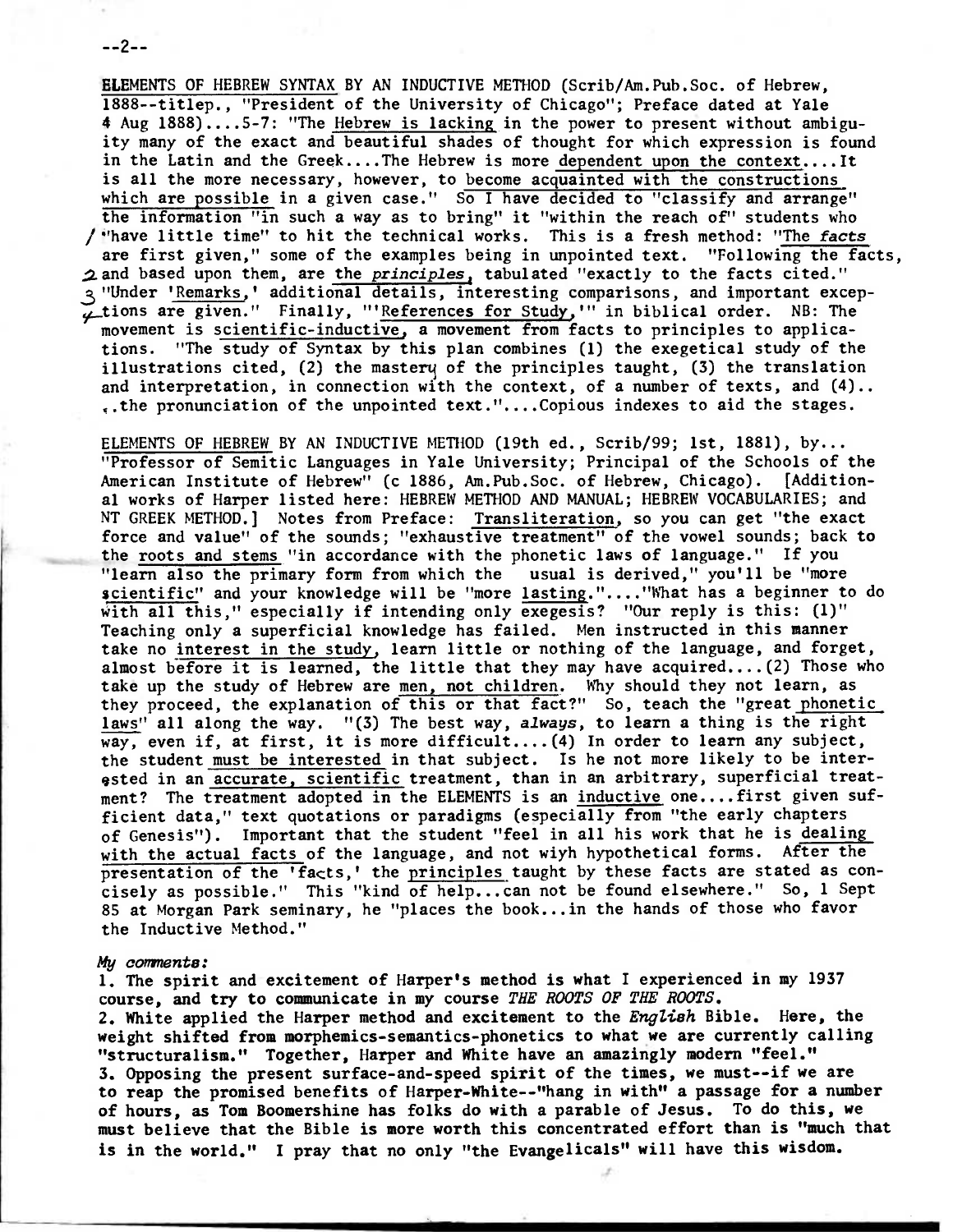ELEMENTS OF HEBREW SYNTAX BY AN INDUCTIVE METHOD (Scrib/Am.Pub.Soc. of Hebrew, 1888--titlep., "President of the University of Chicago"; Preface dated at Yale 4 Aug 1888)....5-7: "The Hebrew is lacking in the power to present without ambiguity many of the exact and beautiful shades of thought for which expression is found in the Latin and the Greek....The Hebrew is more dependent upon the context....It is all the more necessary, however, to become acquainted with the constructions which are possible in a given case." So I have decided to "classify and arrange" the information "in such a way as to bring" it "within the reach of" students who
/ "have little time" to hit the technical works. This is a fresh method: "The *facts* are first given," some of the examples being in unpointed text. "Following the facts,
2 and based upon them, are the *principles*, tabulated "exactly to the facts cited."
3 "Under 'Remarks,' additional details, interesting comparisons, and important excep-
4 tions are given." Finally, "'References for Study,'" in biblical order. NB: The movement is scientific-inductive, a movement from facts to principles to applications. "The study of Syntax by this plan combines (1) the exegetical study of the illustrations cited, (2) the mastery of the principles taught, (3) the translation and interpretation, in connection with the context, of a number of texts, and (4).. ..the pronunciation of the unpointed text."....Copious indexes to aid the stages.

ELEMENTS OF HEBREW BY AN INDUCTIVE METHOD (19th ed., Scrib/99; 1st, 1881), by... "Professor of Semitic Languages in Yale University; Principal of the Schools of the American Institute of Hebrew" (c 1886, Am.Pub.Soc. of Hebrew, Chicago). [Additional works of Harper listed here: HEBREW METHOD AND MANUAL; HEBREW VOCABULARIES; and NT GREEK METHOD.] Notes from Preface: Transliteration, so you can get "the exact force and value" of the sounds; "exhaustive treatment" of the vowel sounds; back to the roots and stems "in accordance with the phonetic laws of language." If you "learn also the primary form from which the usual is derived," you'll be "more scientific" and your knowledge will be "more lasting."...."What has a beginner to do with all this," especially if intending only exegesis? "Our reply is this: (1)" Teaching only a superficial knowledge has failed. Men instructed in this manner take no interest in the study, learn little or nothing of the language, and forget, almost before it is learned, the little that they may have acquired....(2) Those who take up the study of Hebrew are men, not children. Why should they not learn, as they proceed, the explanation of this or that fact?" So, teach the "great phonetic laws" all along the way. "(3) The best way, *always*, to learn a thing is the right way, even if, at first, it is more difficult....(4) In order to learn any subject, the student must be interested in that subject. Is he not more likely to be interested in an accurate, scientific treatment, than in an arbitrary, superficial treatment? The treatment adopted in the ELEMENTS is an inductive one....first given sufficient data," text quotations or paradigms (especially from "the early chapters of Genesis"). Important that the student "feel in all his work that he is dealing with the actual facts of the language, and not wiyh hypothetical forms. After the presentation of the 'facts,' the principles taught by these facts are stated as concisely as possible." This "kind of help...can not be found elsewhere." So, 1 Sept 85 at Morgan Park seminary, he "places the book...in the hands of those who favor the Inductive Method."

***My comments:***

**1. The spirit and excitement of Harper's method is what I experienced in my 1937 course, and try to communicate in my course *THE ROOTS OF THE ROOTS*.**

**2. White applied the Harper method and excitement to the *English* Bible. Here, the weight shifted from morphemics-semantics-phonetics to what we are currently calling "structuralism." Together, Harper and White have an amazingly modern "feel."**

**3. Opposing the present surface-and-speed spirit of the times, we must--if we are to reap the promised benefits of Harper-White--"hang in with" a passage for a number of hours, as Tom Boomershine has folks do with a parable of Jesus. To do this, we must believe that the Bible is more worth this concentrated effort than is "much that is in the world." I pray that no only "the Evangelicals" will have this wisdom.**